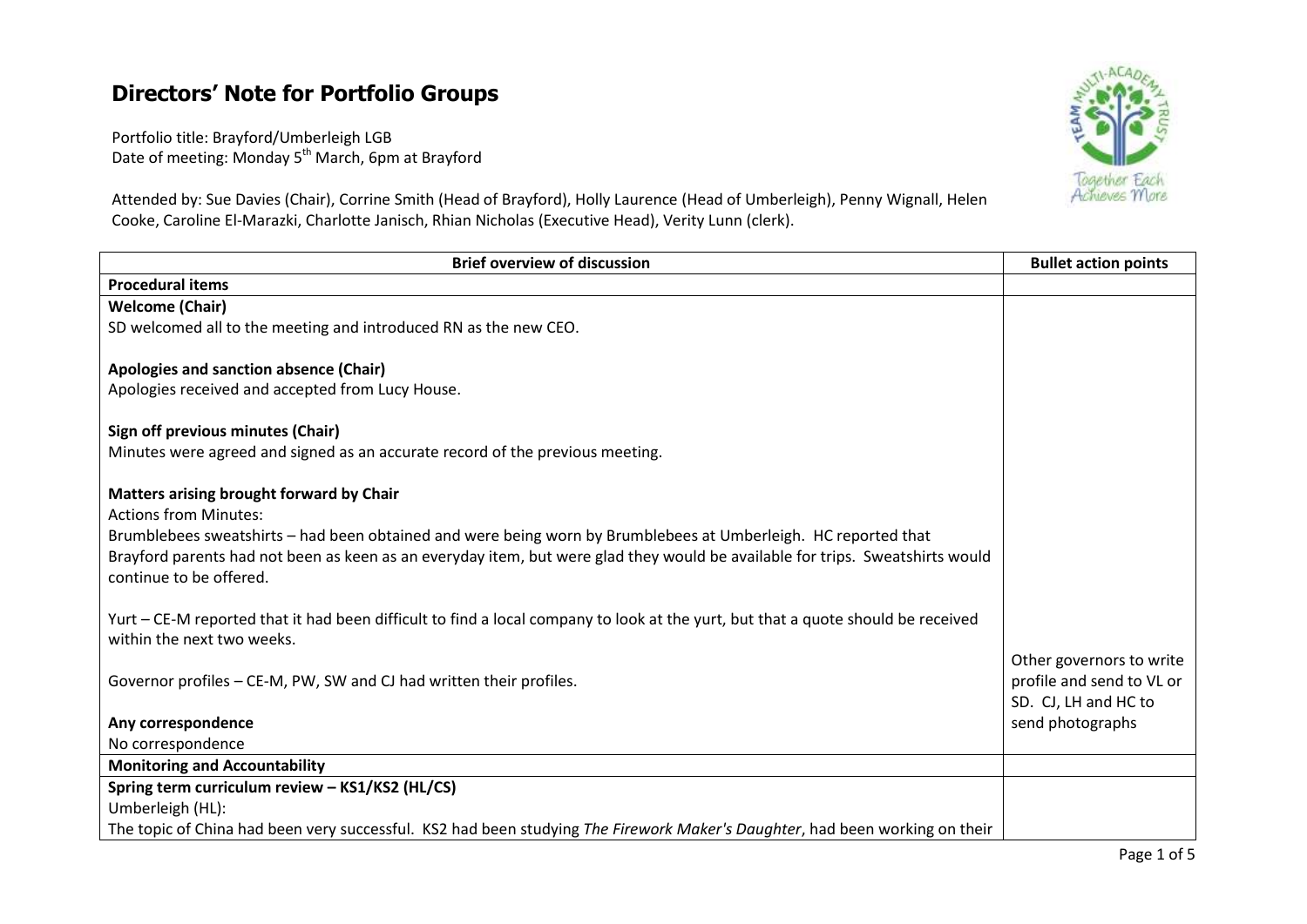# Directors' Note for Portfolio Groups

Portfolio title: Brayford/Umberleigh LGB
Date of meeting: Monday 5th March, 6pm at Brayford

Attended by: Sue Davies (Chair), Corrine Smith (Head of Brayford), Holly Laurence (Head of Umberleigh), Penny Wignall, Helen Cooke, Caroline El-Marazki, Charlotte Janisch, Rhian Nicholas (Executive Head), Verity Lunn (clerk).

| Brief overview of discussion | Bullet action points |
|---|---|
| **Procedural items** | |
| **Welcome (Chair)**<br>SD welcomed all to the meeting and introduced RN as the new CEO.<br><br>**Apologies and sanction absence (Chair)**<br>Apologies received and accepted from Lucy House.<br><br>**Sign off previous minutes (Chair)**<br>Minutes were agreed and signed as an accurate record of the previous meeting.<br><br>**Matters arising brought forward by Chair**<br>Actions from Minutes:<br>Brumblebees sweatshirts – had been obtained and were being worn by Brumblebees at Umberleigh. HC reported that Brayford parents had not been as keen as an everyday item, but were glad they would be available for trips. Sweatshirts would continue to be offered.<br><br>Yurt – CE-M reported that it had been difficult to find a local company to look at the yurt, but that a quote should be received within the next two weeks.<br><br>Governor profiles – CE-M, PW, SW and CJ had written their profiles.<br><br>**Any correspondence**<br>No correspondence | Other governors to write profile and send to VL or SD. CJ, LH and HC to send photographs |
| **Monitoring and Accountability** | |
| **Spring term curriculum review – KS1/KS2 (HL/CS)**<br>Umberleigh (HL):<br>The topic of China had been very successful. KS2 had been studying *The Firework Maker's Daughter*, had been working on their | |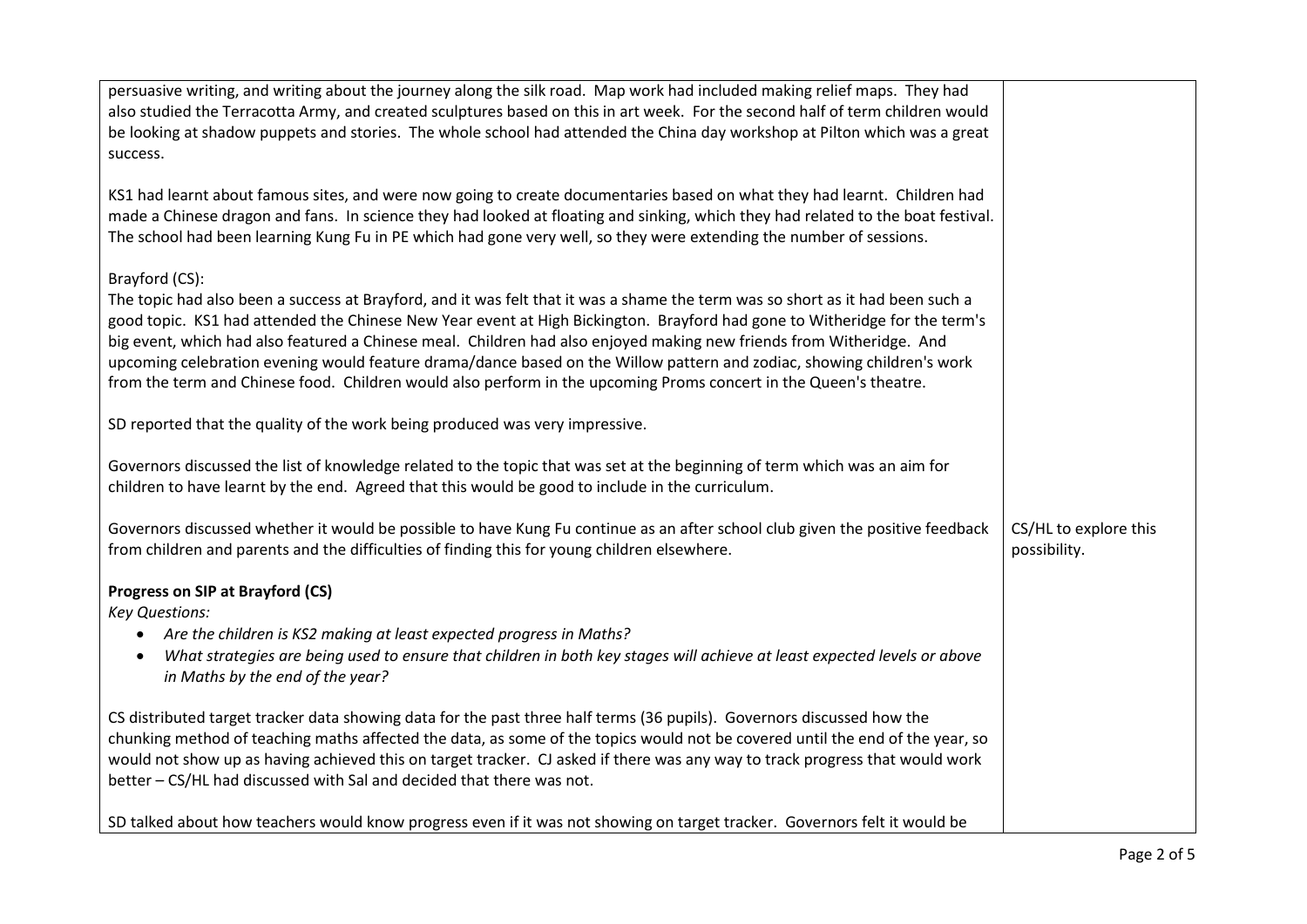| | |
|---|---|
| persuasive writing, and writing about the journey along the silk road. Map work had included making relief maps. They had also studied the Terracotta Army, and created sculptures based on this in art week. For the second half of term children would be looking at shadow puppets and stories. The whole school had attended the China day workshop at Pilton which was a great success.<br><br>KS1 had learnt about famous sites, and were now going to create documentaries based on what they had learnt. Children had made a Chinese dragon and fans. In science they had looked at floating and sinking, which they had related to the boat festival. The school had been learning Kung Fu in PE which had gone very well, so they were extending the number of sessions.<br><br>Brayford (CS):<br>The topic had also been a success at Brayford, and it was felt that it was a shame the term was so short as it had been such a good topic. KS1 had attended the Chinese New Year event at High Bickington. Brayford had gone to Witheridge for the term's big event, which had also featured a Chinese meal. Children had also enjoyed making new friends from Witheridge. And upcoming celebration evening would feature drama/dance based on the Willow pattern and zodiac, showing children's work from the term and Chinese food. Children would also perform in the upcoming Proms concert in the Queen's theatre.<br><br>SD reported that the quality of the work being produced was very impressive.<br><br>Governors discussed the list of knowledge related to the topic that was set at the beginning of term which was an aim for children to have learnt by the end. Agreed that this would be good to include in the curriculum. | |
| Governors discussed whether it would be possible to have Kung Fu continue as an after school club given the positive feedback from children and parents and the difficulties of finding this for young children elsewhere. | CS/HL to explore this possibility. |
| **Progress on SIP at Brayford (CS)**<br>*Key Questions:*<br>• *Are the children is KS2 making at least expected progress in Maths?*<br>• *What strategies are being used to ensure that children in both key stages will achieve at least expected levels or above in Maths by the end of the year?*<br><br>CS distributed target tracker data showing data for the past three half terms (36 pupils). Governors discussed how the chunking method of teaching maths affected the data, as some of the topics would not be covered until the end of the year, so would not show up as having achieved this on target tracker. CJ asked if there was any way to track progress that would work better – CS/HL had discussed with Sal and decided that there was not.<br><br>SD talked about how teachers would know progress even if it was not showing on target tracker. Governors felt it would be | |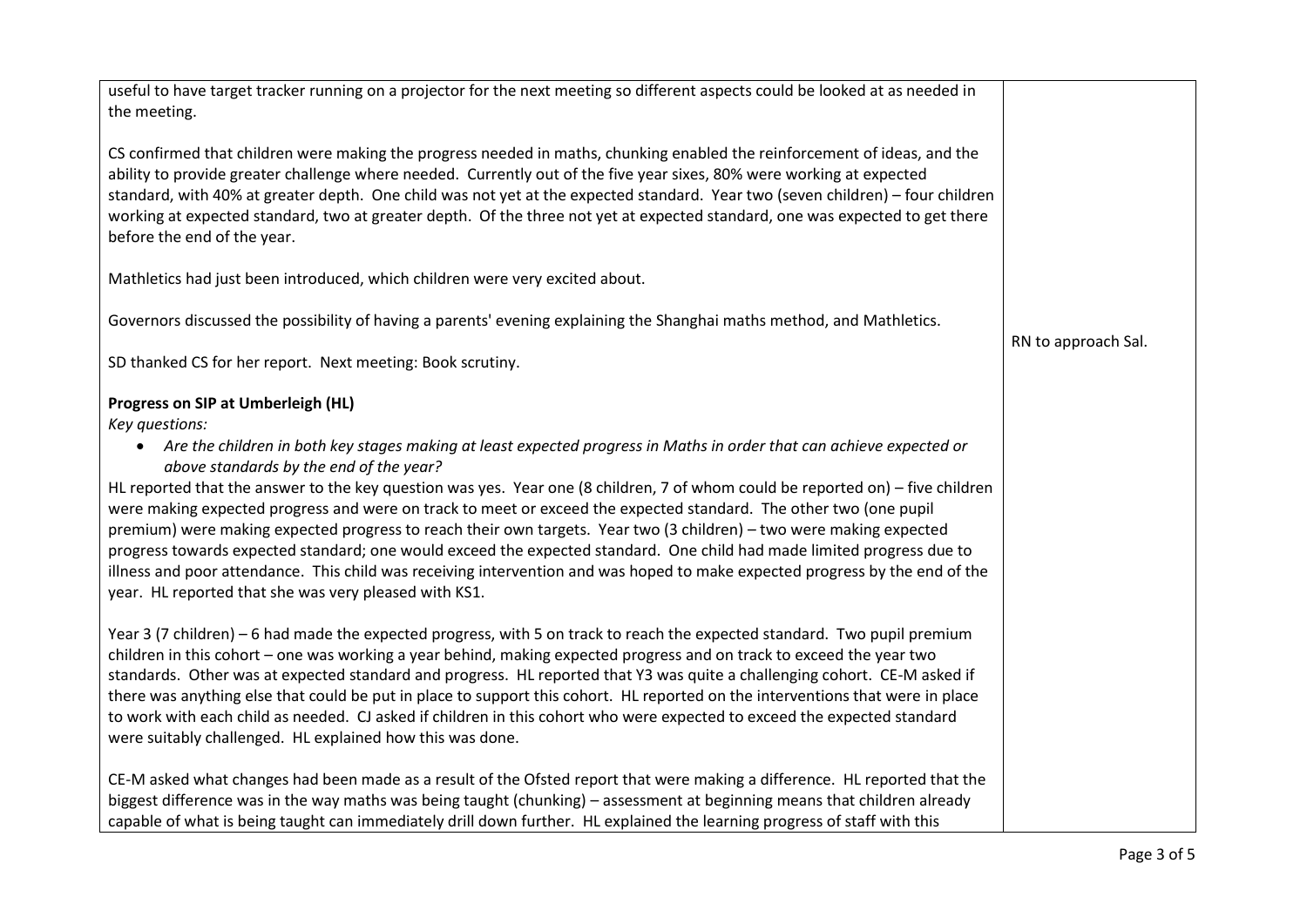| | |
|---|---|
| useful to have target tracker running on a projector for the next meeting so different aspects could be looked at as needed in the meeting.<br><br>CS confirmed that children were making the progress needed in maths, chunking enabled the reinforcement of ideas, and the ability to provide greater challenge where needed. Currently out of the five year sixes, 80% were working at expected standard, with 40% at greater depth. One child was not yet at the expected standard. Year two (seven children) – four children working at expected standard, two at greater depth. Of the three not yet at expected standard, one was expected to get there before the end of the year.<br><br>Mathletics had just been introduced, which children were very excited about.<br><br>Governors discussed the possibility of having a parents' evening explaining the Shanghai maths method, and Mathletics.<br><br>SD thanked CS for her report. Next meeting: Book scrutiny.<br><br>**Progress on SIP at Umberleigh (HL)**<br>*Key questions:*<br>• *Are the children in both key stages making at least expected progress in Maths in order that can achieve expected or above standards by the end of the year?*<br>HL reported that the answer to the key question was yes. Year one (8 children, 7 of whom could be reported on) – five children were making expected progress and were on track to meet or exceed the expected standard. The other two (one pupil premium) were making expected progress to reach their own targets. Year two (3 children) – two were making expected progress towards expected standard; one would exceed the expected standard. One child had made limited progress due to illness and poor attendance. This child was receiving intervention and was hoped to make expected progress by the end of the year. HL reported that she was very pleased with KS1.<br><br>Year 3 (7 children) – 6 had made the expected progress, with 5 on track to reach the expected standard. Two pupil premium children in this cohort – one was working a year behind, making expected progress and on track to exceed the year two standards. Other was at expected standard and progress. HL reported that Y3 was quite a challenging cohort. CE-M asked if there was anything else that could be put in place to support this cohort. HL reported on the interventions that were in place to work with each child as needed. CJ asked if children in this cohort who were expected to exceed the expected standard were suitably challenged. HL explained how this was done.<br><br>CE-M asked what changes had been made as a result of the Ofsted report that were making a difference. HL reported that the biggest difference was in the way maths was being taught (chunking) – assessment at beginning means that children already capable of what is being taught can immediately drill down further. HL explained the learning progress of staff with this | <br><br><br><br><br><br><br><br><br><br><br><br>RN to approach Sal. |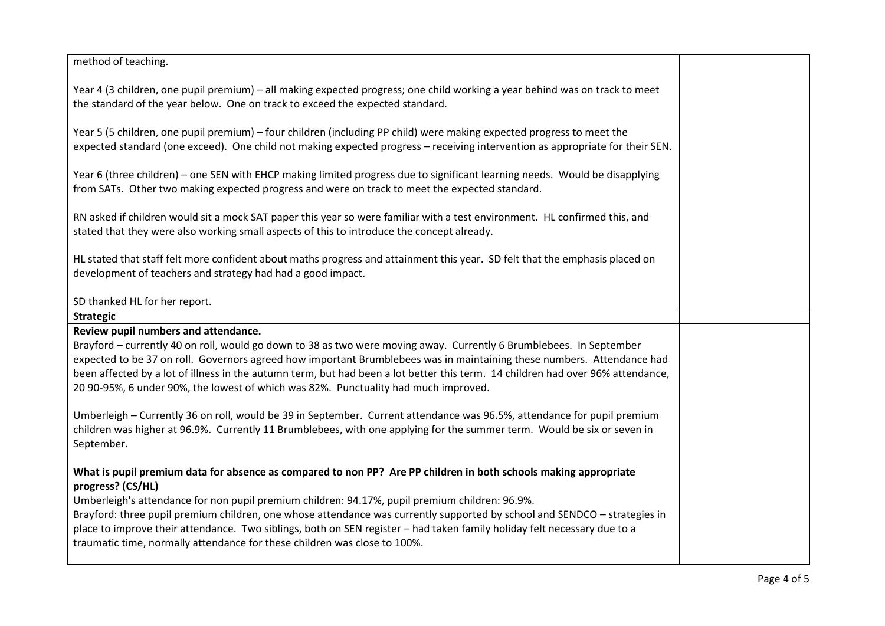| | |
|---|---|
| method of teaching.<br><br>Year 4 (3 children, one pupil premium) – all making expected progress; one child working a year behind was on track to meet the standard of the year below. One on track to exceed the expected standard.<br><br>Year 5 (5 children, one pupil premium) – four children (including PP child) were making expected progress to meet the expected standard (one exceed). One child not making expected progress – receiving intervention as appropriate for their SEN.<br><br>Year 6 (three children) – one SEN with EHCP making limited progress due to significant learning needs. Would be disapplying from SATs. Other two making expected progress and were on track to meet the expected standard.<br><br>RN asked if children would sit a mock SAT paper this year so were familiar with a test environment. HL confirmed this, and stated that they were also working small aspects of this to introduce the concept already.<br><br>HL stated that staff felt more confident about maths progress and attainment this year. SD felt that the emphasis placed on development of teachers and strategy had had a good impact.<br><br>SD thanked HL for her report. | |
| **Strategic** | |
| **Review pupil numbers and attendance.**<br>Brayford – currently 40 on roll, would go down to 38 as two were moving away. Currently 6 Brumblebees. In September expected to be 37 on roll. Governors agreed how important Brumblebees was in maintaining these numbers. Attendance had been affected by a lot of illness in the autumn term, but had been a lot better this term. 14 children had over 96% attendance, 20 90-95%, 6 under 90%, the lowest of which was 82%. Punctuality had much improved.<br><br>Umberleigh – Currently 36 on roll, would be 39 in September. Current attendance was 96.5%, attendance for pupil premium children was higher at 96.9%. Currently 11 Brumblebees, with one applying for the summer term. Would be six or seven in September.<br><br>**What is pupil premium data for absence as compared to non PP? Are PP children in both schools making appropriate progress? (CS/HL)**<br>Umberleigh's attendance for non pupil premium children: 94.17%, pupil premium children: 96.9%.<br>Brayford: three pupil premium children, one whose attendance was currently supported by school and SENDCO – strategies in place to improve their attendance. Two siblings, both on SEN register – had taken family holiday felt necessary due to a traumatic time, normally attendance for these children was close to 100%. | |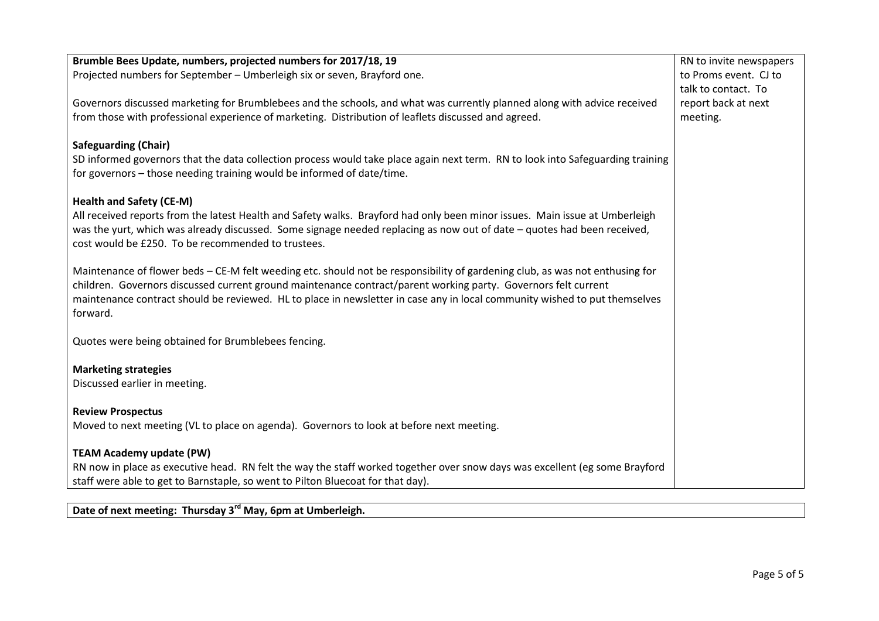| | |
|---|---|
| **Brumble Bees Update, numbers, projected numbers for 2017/18, 19**<br>Projected numbers for September – Umberleigh six or seven, Brayford one.<br><br>Governors discussed marketing for Brumblebees and the schools, and what was currently planned along with advice received from those with professional experience of marketing. Distribution of leaflets discussed and agreed.<br><br>**Safeguarding (Chair)**<br>SD informed governors that the data collection process would take place again next term. RN to look into Safeguarding training for governors – those needing training would be informed of date/time.<br><br>**Health and Safety (CE-M)**<br>All received reports from the latest Health and Safety walks. Brayford had only been minor issues. Main issue at Umberleigh was the yurt, which was already discussed. Some signage needed replacing as now out of date – quotes had been received, cost would be £250. To be recommended to trustees.<br><br>Maintenance of flower beds – CE-M felt weeding etc. should not be responsibility of gardening club, as was not enthusing for children. Governors discussed current ground maintenance contract/parent working party. Governors felt current maintenance contract should be reviewed. HL to place in newsletter in case any in local community wished to put themselves forward.<br><br>Quotes were being obtained for Brumblebees fencing.<br><br>**Marketing strategies**<br>Discussed earlier in meeting.<br><br>**Review Prospectus**<br>Moved to next meeting (VL to place on agenda). Governors to look at before next meeting.<br><br>**TEAM Academy update (PW)**<br>RN now in place as executive head. RN felt the way the staff worked together over snow days was excellent (eg some Brayford staff were able to get to Barnstaple, so went to Pilton Bluecoat for that day). | RN to invite newspapers to Proms event. CJ to talk to contact. To report back at next meeting. |

**Date of next meeting: Thursday 3rd May, 6pm at Umberleigh.**